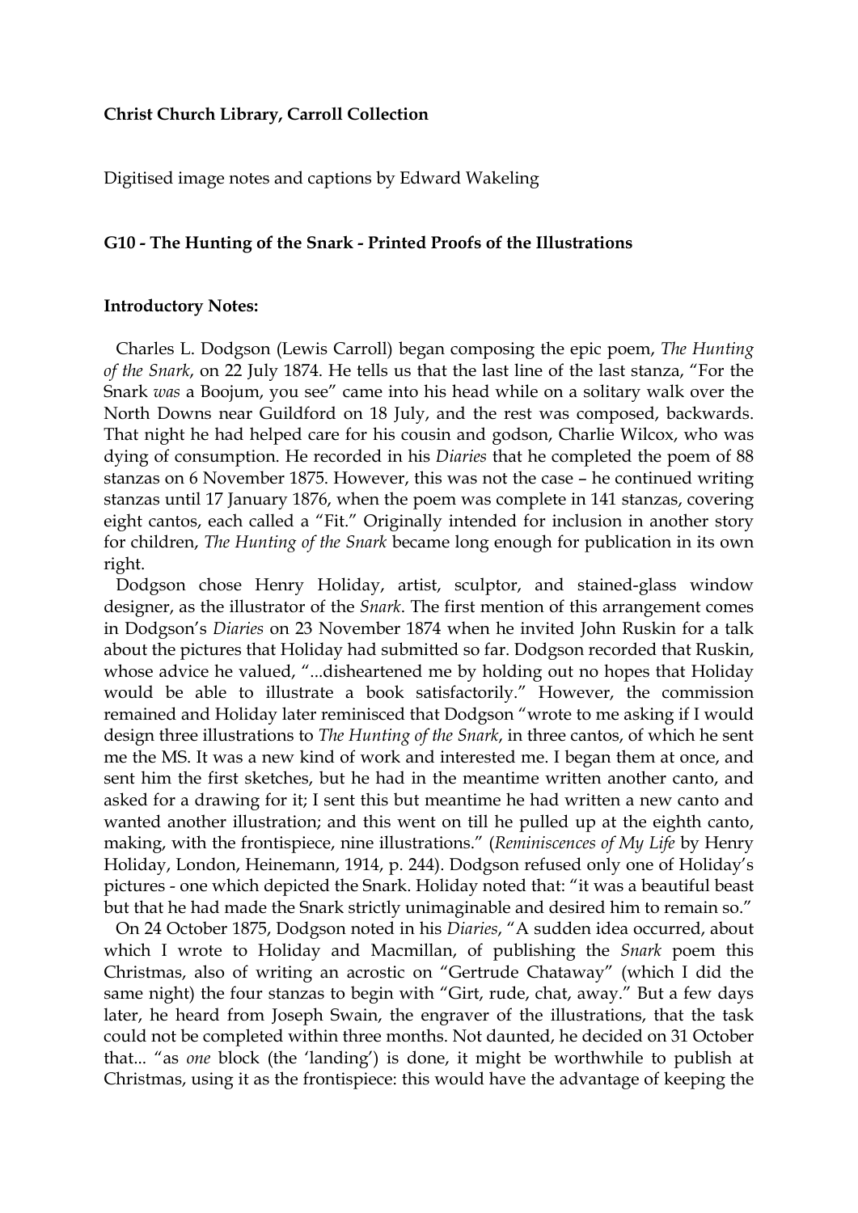**Christ Church Library, Carroll Collection**

Digitised image notes and captions by Edward Wakeling

**G10 - The Hunting of the Snark - Printed Proofs of the Illustrations**

**Introductory Notes:**

Charles L. Dodgson (Lewis Carroll) began composing the epic poem, *The Hunting of the Snark*, on 22 July 1874. He tells us that the last line of the last stanza, "For the Snark *was* a Boojum, you see" came into his head while on a solitary walk over the North Downs near Guildford on 18 July, and the rest was composed, backwards. That night he had helped care for his cousin and godson, Charlie Wilcox, who was dying of consumption. He recorded in his *Diaries* that he completed the poem of 88 stanzas on 6 November 1875. However, this was not the case – he continued writing stanzas until 17 January 1876, when the poem was complete in 141 stanzas, covering eight cantos, each called a "Fit." Originally intended for inclusion in another story for children, *The Hunting of the Snark* became long enough for publication in its own right.

Dodgson chose Henry Holiday, artist, sculptor, and stained-glass window designer, as the illustrator of the *Snark*. The first mention of this arrangement comes in Dodgson's *Diaries* on 23 November 1874 when he invited John Ruskin for a talk about the pictures that Holiday had submitted so far. Dodgson recorded that Ruskin, whose advice he valued, "...disheartened me by holding out no hopes that Holiday would be able to illustrate a book satisfactorily." However, the commission remained and Holiday later reminisced that Dodgson "wrote to me asking if I would design three illustrations to *The Hunting of the Snark*, in three cantos, of which he sent me the MS. It was a new kind of work and interested me. I began them at once, and sent him the first sketches, but he had in the meantime written another canto, and asked for a drawing for it; I sent this but meantime he had written a new canto and wanted another illustration; and this went on till he pulled up at the eighth canto, making, with the frontispiece, nine illustrations." (*Reminiscences of My Life* by Henry Holiday, London, Heinemann, 1914, p. 244). Dodgson refused only one of Holiday's pictures - one which depicted the Snark. Holiday noted that: "it was a beautiful beast but that he had made the Snark strictly unimaginable and desired him to remain so."

On 24 October 1875, Dodgson noted in his *Diaries*, "A sudden idea occurred, about which I wrote to Holiday and Macmillan, of publishing the *Snark* poem this Christmas, also of writing an acrostic on "Gertrude Chataway" (which I did the same night) the four stanzas to begin with "Girt, rude, chat, away." But a few days later, he heard from Joseph Swain, the engraver of the illustrations, that the task could not be completed within three months. Not daunted, he decided on 31 October that... "as *one* block (the 'landing') is done, it might be worthwhile to publish at Christmas, using it as the frontispiece: this would have the advantage of keeping the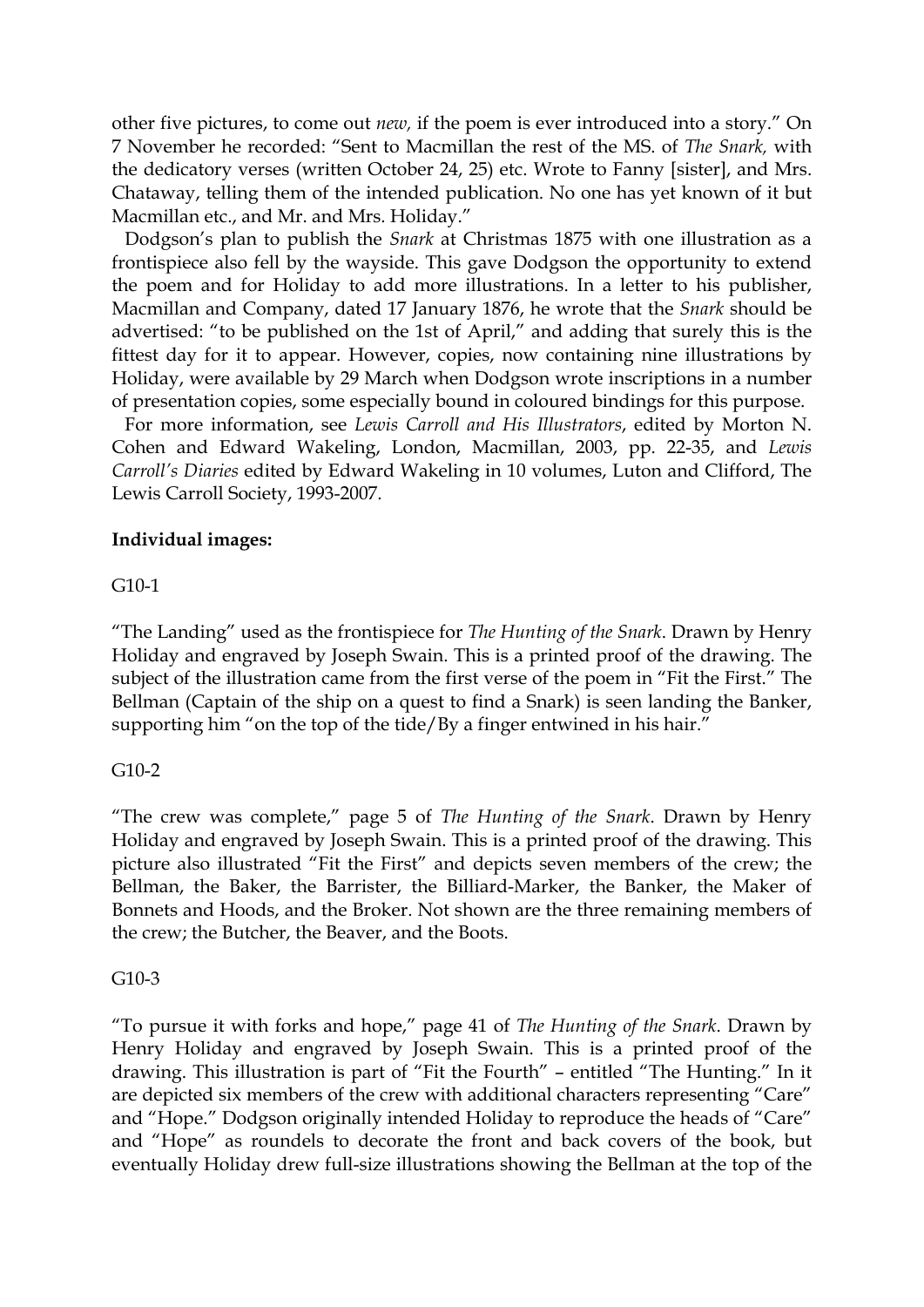other five pictures, to come out *new,* if the poem is ever introduced into a story." On 7 November he recorded: "Sent to Macmillan the rest of the MS. of *The Snark,* with the dedicatory verses (written October 24, 25) etc. Wrote to Fanny [sister], and Mrs. Chataway, telling them of the intended publication. No one has yet known of it but Macmillan etc., and Mr. and Mrs. Holiday."

Dodgson's plan to publish the *Snark* at Christmas 1875 with one illustration as a frontispiece also fell by the wayside. This gave Dodgson the opportunity to extend the poem and for Holiday to add more illustrations. In a letter to his publisher, Macmillan and Company, dated 17 January 1876, he wrote that the *Snark* should be advertised: "to be published on the 1st of April," and adding that surely this is the fittest day for it to appear. However, copies, now containing nine illustrations by Holiday, were available by 29 March when Dodgson wrote inscriptions in a number of presentation copies, some especially bound in coloured bindings for this purpose.

For more information, see *Lewis Carroll and His Illustrators*, edited by Morton N. Cohen and Edward Wakeling, London, Macmillan, 2003, pp. 22-35, and *Lewis Carroll's Diaries* edited by Edward Wakeling in 10 volumes, Luton and Clifford, The Lewis Carroll Society, 1993-2007.

**Individual images:**

G10-1

"The Landing" used as the frontispiece for *The Hunting of the Snark*. Drawn by Henry Holiday and engraved by Joseph Swain. This is a printed proof of the drawing. The subject of the illustration came from the first verse of the poem in "Fit the First." The Bellman (Captain of the ship on a quest to find a Snark) is seen landing the Banker, supporting him "on the top of the tide/By a finger entwined in his hair."

G10-2

"The crew was complete," page 5 of *The Hunting of the Snark*. Drawn by Henry Holiday and engraved by Joseph Swain. This is a printed proof of the drawing. This picture also illustrated "Fit the First" and depicts seven members of the crew; the Bellman, the Baker, the Barrister, the Billiard-Marker, the Banker, the Maker of Bonnets and Hoods, and the Broker. Not shown are the three remaining members of the crew; the Butcher, the Beaver, and the Boots.

G10-3

"To pursue it with forks and hope," page 41 of *The Hunting of the Snark*. Drawn by Henry Holiday and engraved by Joseph Swain. This is a printed proof of the drawing. This illustration is part of "Fit the Fourth" – entitled "The Hunting." In it are depicted six members of the crew with additional characters representing "Care" and "Hope." Dodgson originally intended Holiday to reproduce the heads of "Care" and "Hope" as roundels to decorate the front and back covers of the book, but eventually Holiday drew full-size illustrations showing the Bellman at the top of the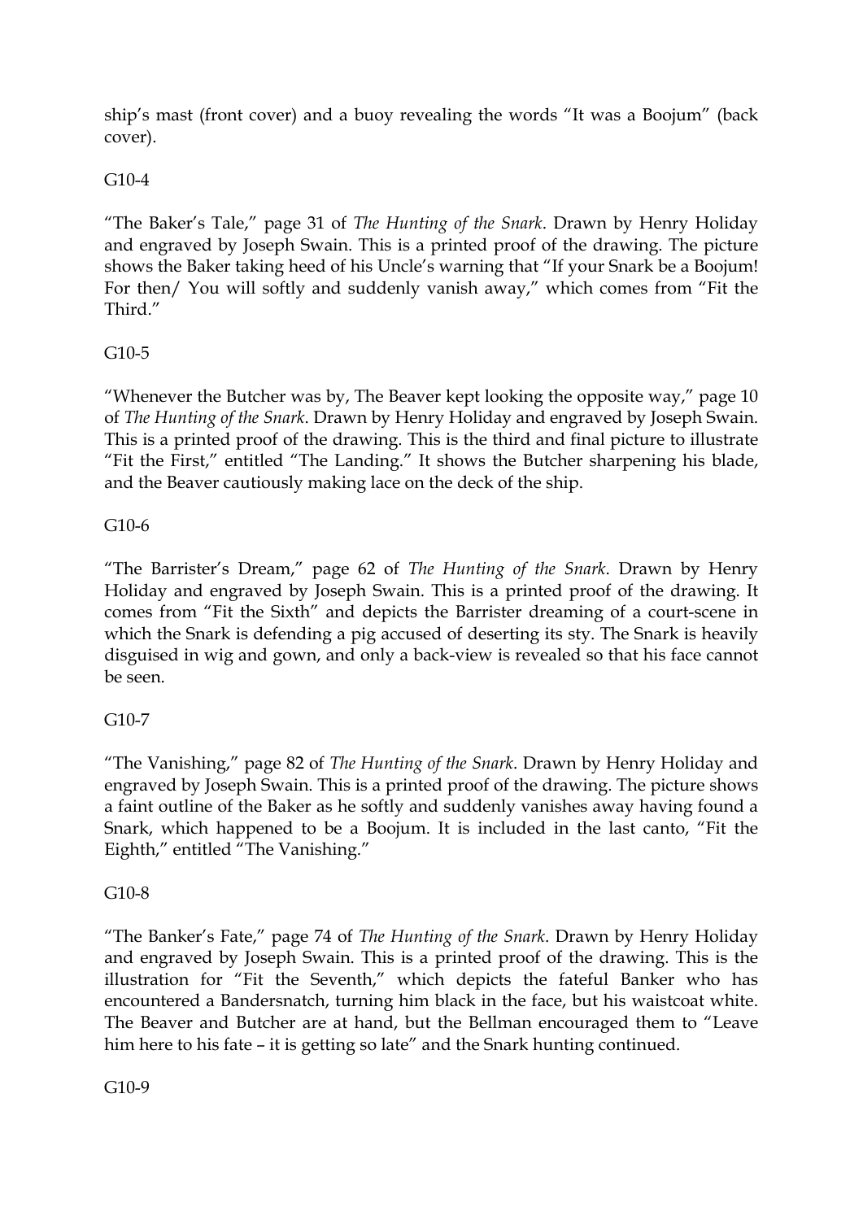ship's mast (front cover) and a buoy revealing the words "It was a Boojum" (back cover).

G10-4

"The Baker's Tale," page 31 of *The Hunting of the Snark*. Drawn by Henry Holiday and engraved by Joseph Swain. This is a printed proof of the drawing. The picture shows the Baker taking heed of his Uncle's warning that "If your Snark be a Boojum! For then/ You will softly and suddenly vanish away," which comes from "Fit the Third."

G10-5

"Whenever the Butcher was by, The Beaver kept looking the opposite way," page 10 of *The Hunting of the Snark*. Drawn by Henry Holiday and engraved by Joseph Swain. This is a printed proof of the drawing. This is the third and final picture to illustrate "Fit the First," entitled "The Landing." It shows the Butcher sharpening his blade, and the Beaver cautiously making lace on the deck of the ship.

G10-6

"The Barrister's Dream," page 62 of *The Hunting of the Snark*. Drawn by Henry Holiday and engraved by Joseph Swain. This is a printed proof of the drawing. It comes from "Fit the Sixth" and depicts the Barrister dreaming of a court-scene in which the Snark is defending a pig accused of deserting its sty. The Snark is heavily disguised in wig and gown, and only a back-view is revealed so that his face cannot be seen.

G10-7

"The Vanishing," page 82 of *The Hunting of the Snark*. Drawn by Henry Holiday and engraved by Joseph Swain. This is a printed proof of the drawing. The picture shows a faint outline of the Baker as he softly and suddenly vanishes away having found a Snark, which happened to be a Boojum. It is included in the last canto, "Fit the Eighth," entitled "The Vanishing."

G10-8

"The Banker's Fate," page 74 of *The Hunting of the Snark*. Drawn by Henry Holiday and engraved by Joseph Swain. This is a printed proof of the drawing. This is the illustration for "Fit the Seventh," which depicts the fateful Banker who has encountered a Bandersnatch, turning him black in the face, but his waistcoat white. The Beaver and Butcher are at hand, but the Bellman encouraged them to "Leave him here to his fate – it is getting so late" and the Snark hunting continued.

G10-9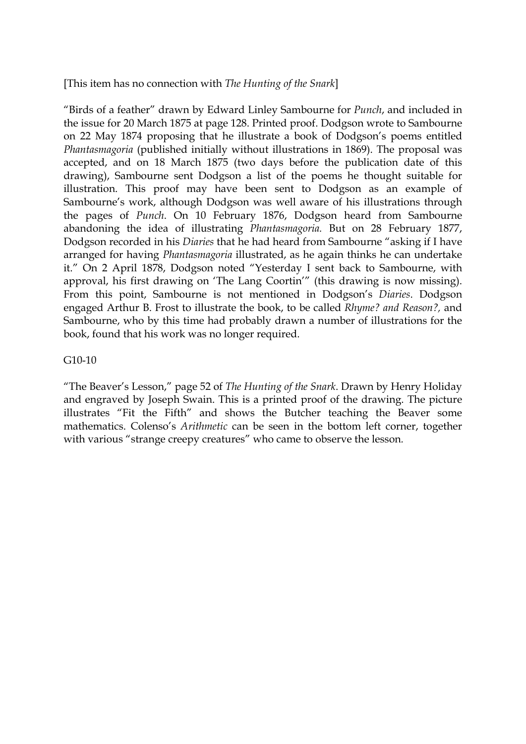[This item has no connection with *The Hunting of the Snark*]

"Birds of a feather" drawn by Edward Linley Sambourne for *Punch*, and included in the issue for 20 March 1875 at page 128. Printed proof. Dodgson wrote to Sambourne on 22 May 1874 proposing that he illustrate a book of Dodgson's poems entitled *Phantasmagoria* (published initially without illustrations in 1869). The proposal was accepted, and on 18 March 1875 (two days before the publication date of this drawing), Sambourne sent Dodgson a list of the poems he thought suitable for illustration. This proof may have been sent to Dodgson as an example of Sambourne's work, although Dodgson was well aware of his illustrations through the pages of *Punch*. On 10 February 1876, Dodgson heard from Sambourne abandoning the idea of illustrating *Phantasmagoria.* But on 28 February 1877, Dodgson recorded in his *Diaries* that he had heard from Sambourne "asking if I have arranged for having *Phantasmagoria* illustrated, as he again thinks he can undertake it." On 2 April 1878, Dodgson noted "Yesterday I sent back to Sambourne, with approval, his first drawing on 'The Lang Coortin'" (this drawing is now missing). From this point, Sambourne is not mentioned in Dodgson's *Diaries*. Dodgson engaged Arthur B. Frost to illustrate the book, to be called *Rhyme? and Reason?,* and Sambourne, who by this time had probably drawn a number of illustrations for the book, found that his work was no longer required.

G10-10

"The Beaver's Lesson," page 52 of *The Hunting of the Snark*. Drawn by Henry Holiday and engraved by Joseph Swain. This is a printed proof of the drawing. The picture illustrates "Fit the Fifth" and shows the Butcher teaching the Beaver some mathematics. Colenso's *Arithmetic* can be seen in the bottom left corner, together with various "strange creepy creatures" who came to observe the lesson.